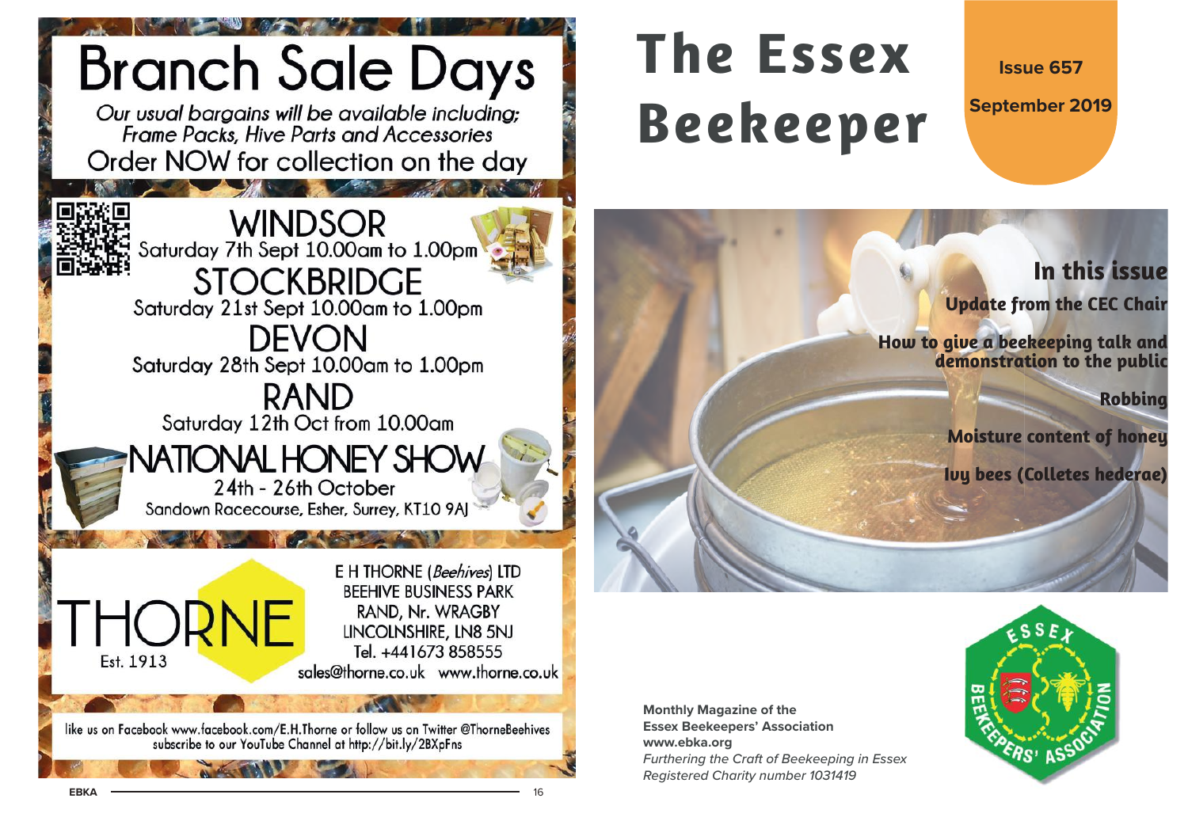# Branch Sale Days

*Our usual bargains will be available including; Frame Packs, Hive Parts and Accessories*

Order NOW for collection on the day

**WINDSOR**
Saturday 7th Sept 10.00am to 1.00pm

**STOCKBRIDGE**
Saturday 21st Sept 10.00am to 1.00pm

**DEVON**
Saturday 28th Sept 10.00am to 1.00pm

**RAND**
Saturday 12th Oct from 10.00am

**NATIONAL HONEY SHOW**
24th - 26th October
Sandown Racecourse, Esher, Surrey, KT10 9AJ

THORNE
Est. 1913

E H THORNE (*Beehives*) LTD
BEEHIVE BUSINESS PARK
RAND, Nr. WRAGBY
LINCOLNSHIRE, LN8 5NJ
Tel. +441673 858555
sales@thorne.co.uk www.thorne.co.uk

like us on Facebook www.facebook.com/E.H.Thorne or follow us on Twitter @ThorneBeehives
subscribe to our YouTube Channel at http://bit.ly/2BXpFns

# The Essex Beekeeper

**Issue 657**

**September 2019**

## In this issue

**Update from the CEC Chair**

**How to give a beekeeping talk and demonstration to the public**

**Robbing**

**Moisture content of honey**

**Ivy bees (Colletes hederae)**

**Monthly Magazine of the Essex Beekeepers' Association**
**www.ebka.org**
*Furthering the Craft of Beekeeping in Essex*
*Registered Charity number 1031419*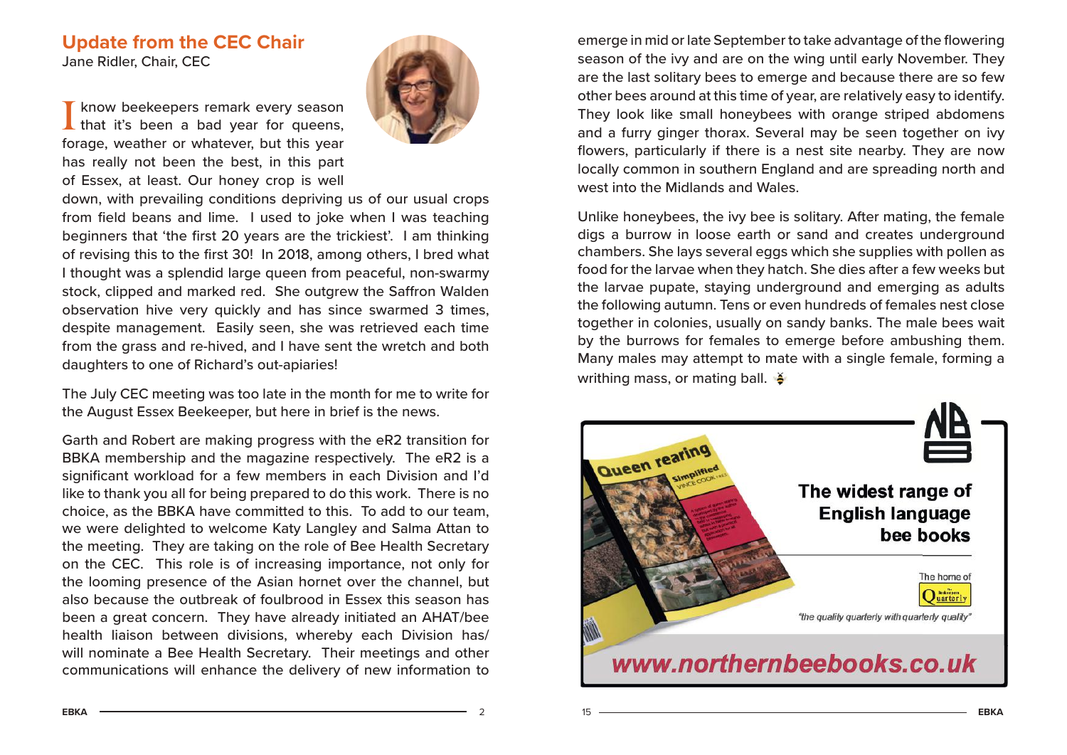## Update from the CEC Chair

Jane Ridler, Chair, CEC

I know beekeepers remark every season that it's been a bad year for queens, forage, weather or whatever, but this year has really not been the best, in this part of Essex, at least. Our honey crop is well down, with prevailing conditions depriving us of our usual crops from field beans and lime. I used to joke when I was teaching beginners that 'the first 20 years are the trickiest'. I am thinking of revising this to the first 30! In 2018, among others, I bred what I thought was a splendid large queen from peaceful, non-swarmy stock, clipped and marked red. She outgrew the Saffron Walden observation hive very quickly and has since swarmed 3 times, despite management. Easily seen, she was retrieved each time from the grass and re-hived, and I have sent the wretch and both daughters to one of Richard's out-apiaries!

The July CEC meeting was too late in the month for me to write for the August Essex Beekeeper, but here in brief is the news.

Garth and Robert are making progress with the eR2 transition for BBKA membership and the magazine respectively. The eR2 is a significant workload for a few members in each Division and I'd like to thank you all for being prepared to do this work. There is no choice, as the BBKA have committed to this. To add to our team, we were delighted to welcome Katy Langley and Salma Attan to the meeting. They are taking on the role of Bee Health Secretary on the CEC. This role is of increasing importance, not only for the looming presence of the Asian hornet over the channel, but also because the outbreak of foulbrood in Essex this season has been a great concern. They have already initiated an AHAT/bee health liaison between divisions, whereby each Division has/will nominate a Bee Health Secretary. Their meetings and other communications will enhance the delivery of new information to

emerge in mid or late September to take advantage of the flowering season of the ivy and are on the wing until early November. They are the last solitary bees to emerge and because there are so few other bees around at this time of year, are relatively easy to identify. They look like small honeybees with orange striped abdomens and a furry ginger thorax. Several may be seen together on ivy flowers, particularly if there is a nest site nearby. They are now locally common in southern England and are spreading north and west into the Midlands and Wales.

Unlike honeybees, the ivy bee is solitary. After mating, the female digs a burrow in loose earth or sand and creates underground chambers. She lays several eggs which she supplies with pollen as food for the larvae when they hatch. She dies after a few weeks but the larvae pupate, staying underground and emerging as adults the following autumn. Tens or even hundreds of females nest close together in colonies, usually on sandy banks. The male bees wait by the burrows for females to emerge before ambushing them. Many males may attempt to mate with a single female, forming a writhing mass, or mating ball.

Queen rearing Simplified — Vince Cook

**The widest range of English language bee books**

The home of The Beekeepers Quarterly

*"the quality quarterly with quarterly quality"*

**www.northernbeebooks.co.uk**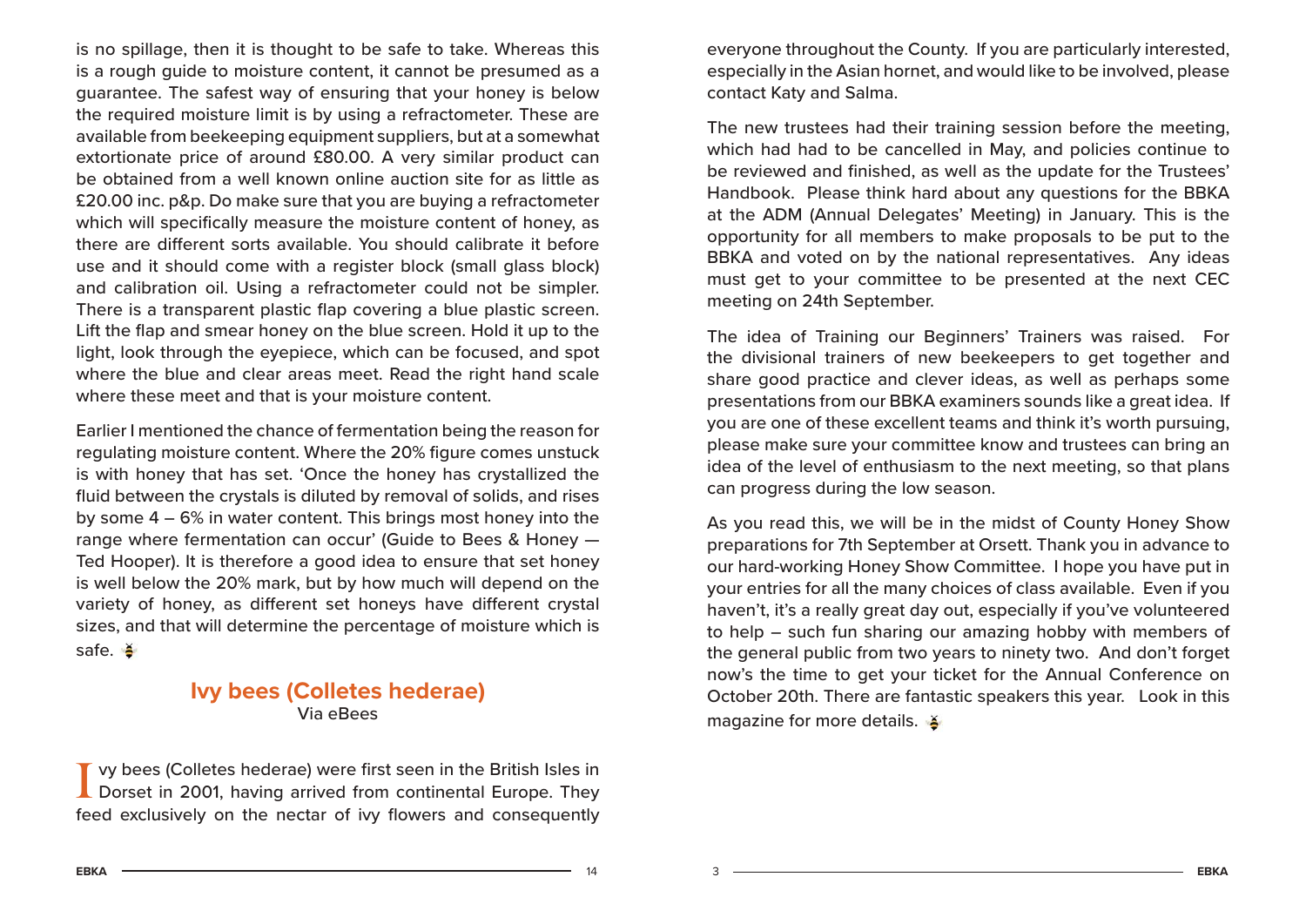is no spillage, then it is thought to be safe to take. Whereas this is a rough guide to moisture content, it cannot be presumed as a guarantee. The safest way of ensuring that your honey is below the required moisture limit is by using a refractometer. These are available from beekeeping equipment suppliers, but at a somewhat extortionate price of around £80.00. A very similar product can be obtained from a well known online auction site for as little as £20.00 inc. p&p. Do make sure that you are buying a refractometer which will specifically measure the moisture content of honey, as there are different sorts available. You should calibrate it before use and it should come with a register block (small glass block) and calibration oil. Using a refractometer could not be simpler. There is a transparent plastic flap covering a blue plastic screen. Lift the flap and smear honey on the blue screen. Hold it up to the light, look through the eyepiece, which can be focused, and spot where the blue and clear areas meet. Read the right hand scale where these meet and that is your moisture content.

Earlier I mentioned the chance of fermentation being the reason for regulating moisture content. Where the 20% figure comes unstuck is with honey that has set. 'Once the honey has crystallized the fluid between the crystals is diluted by removal of solids, and rises by some 4 – 6% in water content. This brings most honey into the range where fermentation can occur' (Guide to Bees & Honey — Ted Hooper). It is therefore a good idea to ensure that set honey is well below the 20% mark, but by how much will depend on the variety of honey, as different set honeys have different crystal sizes, and that will determine the percentage of moisture which is safe.

## Ivy bees (Colletes hederae)

Via eBees

Ivy bees (Colletes hederae) were first seen in the British Isles in Dorset in 2001, having arrived from continental Europe. They feed exclusively on the nectar of ivy flowers and consequently

everyone throughout the County. If you are particularly interested, especially in the Asian hornet, and would like to be involved, please contact Katy and Salma.

The new trustees had their training session before the meeting, which had had to be cancelled in May, and policies continue to be reviewed and finished, as well as the update for the Trustees' Handbook. Please think hard about any questions for the BBKA at the ADM (Annual Delegates' Meeting) in January. This is the opportunity for all members to make proposals to be put to the BBKA and voted on by the national representatives. Any ideas must get to your committee to be presented at the next CEC meeting on 24th September.

The idea of Training our Beginners' Trainers was raised. For the divisional trainers of new beekeepers to get together and share good practice and clever ideas, as well as perhaps some presentations from our BBKA examiners sounds like a great idea. If you are one of these excellent teams and think it's worth pursuing, please make sure your committee know and trustees can bring an idea of the level of enthusiasm to the next meeting, so that plans can progress during the low season.

As you read this, we will be in the midst of County Honey Show preparations for 7th September at Orsett. Thank you in advance to our hard-working Honey Show Committee. I hope you have put in your entries for all the many choices of class available. Even if you haven't, it's a really great day out, especially if you've volunteered to help – such fun sharing our amazing hobby with members of the general public from two years to ninety two. And don't forget now's the time to get your ticket for the Annual Conference on October 20th. There are fantastic speakers this year. Look in this magazine for more details.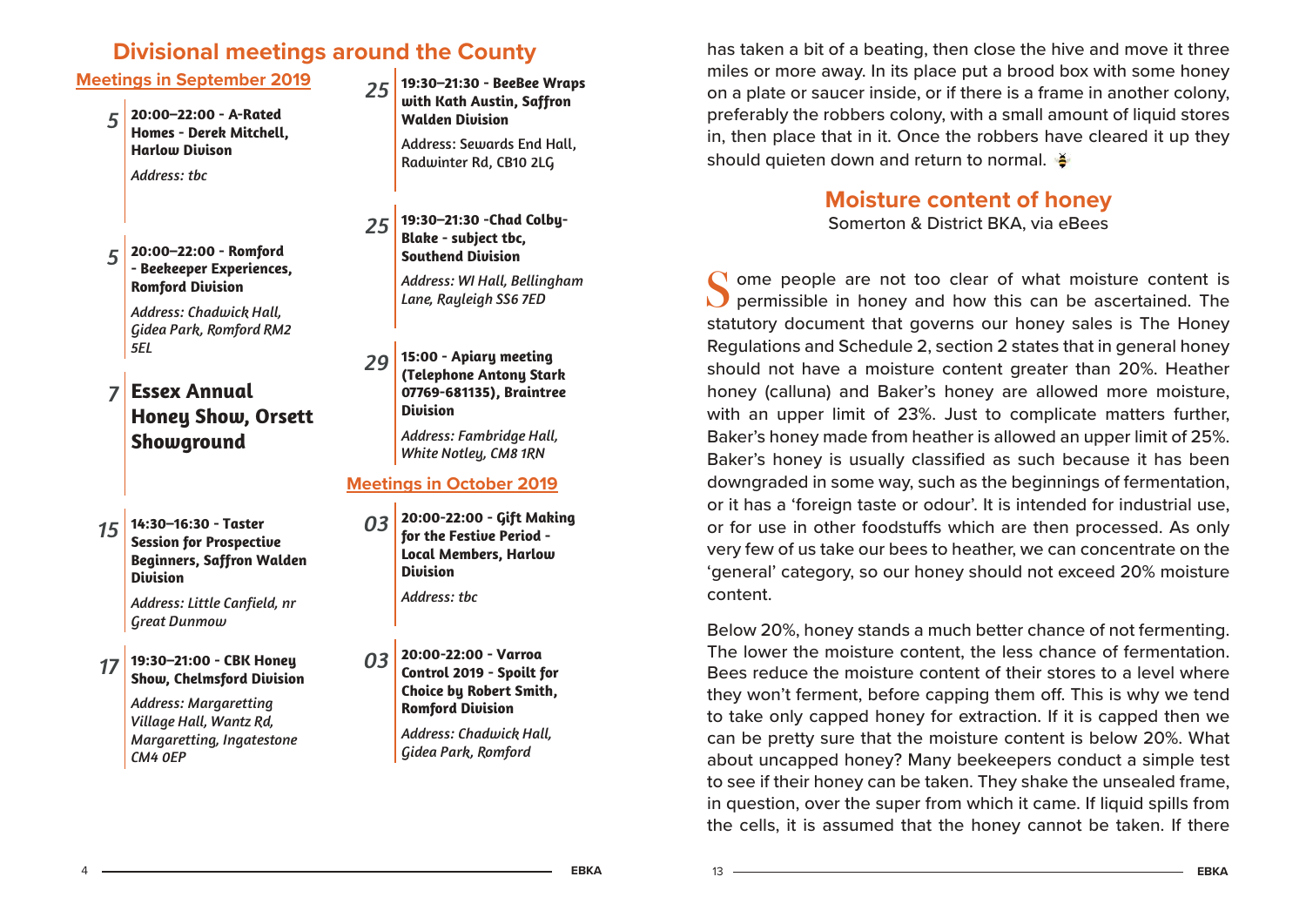## Divisional meetings around the County

### Meetings in September 2019

**5** — **20:00–22:00 - A-Rated Homes - Derek Mitchell, Harlow Divison**

*Address: tbc*

**5** — **20:00–22:00 - Romford - Beekeeper Experiences, Romford Division**

*Address: Chadwick Hall, Gidea Park, Romford RM2 5EL*

**7** — **Essex Annual Honey Show, Orsett Showground**

**15** — **14:30–16:30 - Taster Session for Prospective Beginners, Saffron Walden Division**

*Address: Little Canfield, nr Great Dunmow*

**17** — **19:30–21:00 - CBK Honey Show, Chelmsford Division**

*Address: Margaretting Village Hall, Wantz Rd, Margaretting, Ingatestone CM4 0EP*

**25** — **19:30–21:30 - BeeBee Wraps with Kath Austin, Saffron Walden Division**

Address: Sewards End Hall, Radwinter Rd, CB10 2LG

**25** — **19:30–21:30 -Chad Colby-Blake - subject tbc, Southend Division**

*Address: WI Hall, Bellingham Lane, Rayleigh SS6 7ED*

**29** — **15:00 - Apiary meeting (Telephone Antony Stark 07769-681135), Braintree Division**

*Address: Fambridge Hall, White Notley, CM8 1RN*

### Meetings in October 2019

**03** — **20:00-22:00 - Gift Making for the Festive Period - Local Members, Harlow Division**

*Address: tbc*

**03** — **20:00-22:00 - Varroa Control 2019 - Spoilt for Choice by Robert Smith, Romford Division**

*Address: Chadwick Hall, Gidea Park, Romford*

has taken a bit of a beating, then close the hive and move it three miles or more away. In its place put a brood box with some honey on a plate or saucer inside, or if there is a frame in another colony, preferably the robbers colony, with a small amount of liquid stores in, then place that in it. Once the robbers have cleared it up they should quieten down and return to normal.

## Moisture content of honey

Somerton & District BKA, via eBees

Some people are not too clear of what moisture content is permissible in honey and how this can be ascertained. The statutory document that governs our honey sales is The Honey Regulations and Schedule 2, section 2 states that in general honey should not have a moisture content greater than 20%. Heather honey (calluna) and Baker's honey are allowed more moisture, with an upper limit of 23%. Just to complicate matters further, Baker's honey made from heather is allowed an upper limit of 25%. Baker's honey is usually classified as such because it has been downgraded in some way, such as the beginnings of fermentation, or it has a 'foreign taste or odour'. It is intended for industrial use, or for use in other foodstuffs which are then processed. As only very few of us take our bees to heather, we can concentrate on the 'general' category, so our honey should not exceed 20% moisture content.

Below 20%, honey stands a much better chance of not fermenting. The lower the moisture content, the less chance of fermentation. Bees reduce the moisture content of their stores to a level where they won't ferment, before capping them off. This is why we tend to take only capped honey for extraction. If it is capped then we can be pretty sure that the moisture content is below 20%. What about uncapped honey? Many beekeepers conduct a simple test to see if their honey can be taken. They shake the unsealed frame, in question, over the super from which it came. If liquid spills from the cells, it is assumed that the honey cannot be taken. If there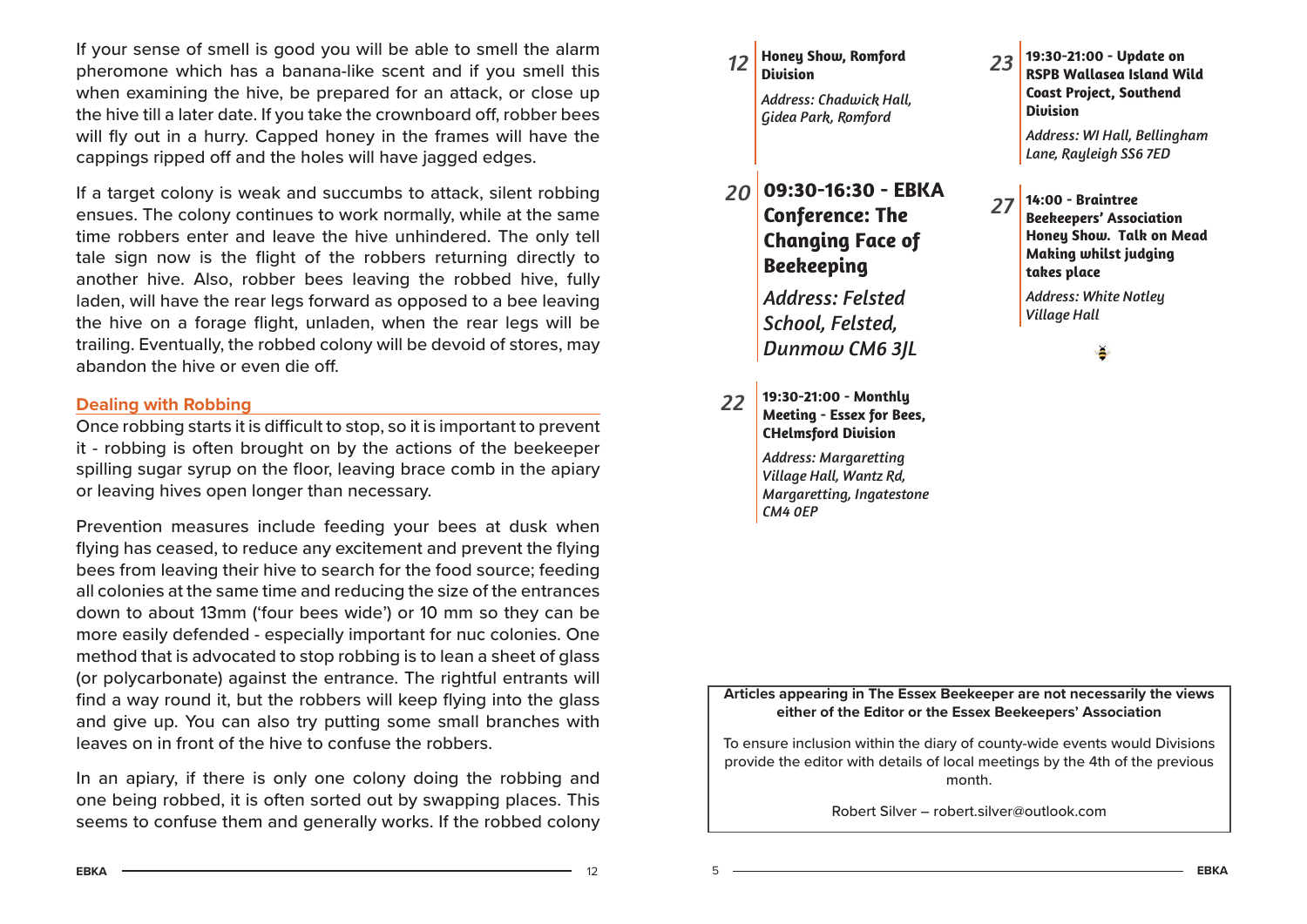If your sense of smell is good you will be able to smell the alarm pheromone which has a banana-like scent and if you smell this when examining the hive, be prepared for an attack, or close up the hive till a later date. If you take the crownboard off, robber bees will fly out in a hurry. Capped honey in the frames will have the cappings ripped off and the holes will have jagged edges.

If a target colony is weak and succumbs to attack, silent robbing ensues. The colony continues to work normally, while at the same time robbers enter and leave the hive unhindered. The only tell tale sign now is the flight of the robbers returning directly to another hive. Also, robber bees leaving the robbed hive, fully laden, will have the rear legs forward as opposed to a bee leaving the hive on a forage flight, unladen, when the rear legs will be trailing. Eventually, the robbed colony will be devoid of stores, may abandon the hive or even die off.

### Dealing with Robbing

Once robbing starts it is difficult to stop, so it is important to prevent it - robbing is often brought on by the actions of the beekeeper spilling sugar syrup on the floor, leaving brace comb in the apiary or leaving hives open longer than necessary.

Prevention measures include feeding your bees at dusk when flying has ceased, to reduce any excitement and prevent the flying bees from leaving their hive to search for the food source; feeding all colonies at the same time and reducing the size of the entrances down to about 13mm ('four bees wide') or 10 mm so they can be more easily defended - especially important for nuc colonies. One method that is advocated to stop robbing is to lean a sheet of glass (or polycarbonate) against the entrance. The rightful entrants will find a way round it, but the robbers will keep flying into the glass and give up. You can also try putting some small branches with leaves on in front of the hive to confuse the robbers.

In an apiary, if there is only one colony doing the robbing and one being robbed, it is often sorted out by swapping places. This seems to confuse them and generally works. If the robbed colony

**12** **Honey Show, Romford Division**
*Address: Chadwick Hall, Gidea Park, Romford*

**20** **09:30-16:30 - EBKA Conference: The Changing Face of Beekeeping**
*Address: Felsted School, Felsted, Dunmow CM6 3JL*

**22** **19:30-21:00 - Monthly Meeting - Essex for Bees, CHelmsford Division**
*Address: Margaretting Village Hall, Wantz Rd, Margaretting, Ingatestone CM4 0EP*

**23** **19:30-21:00 - Update on RSPB Wallasea Island Wild Coast Project, Southend Division**
*Address: WI Hall, Bellingham Lane, Rayleigh SS6 7ED*

**27** **14:00 - Braintree Beekeepers' Association Honey Show. Talk on Mead Making whilst judging takes place**
*Address: White Notley Village Hall*

**Articles appearing in The Essex Beekeeper are not necessarily the views either of the Editor or the Essex Beekeepers' Association**

To ensure inclusion within the diary of county-wide events would Divisions provide the editor with details of local meetings by the 4th of the previous month.

Robert Silver – robert.silver@outlook.com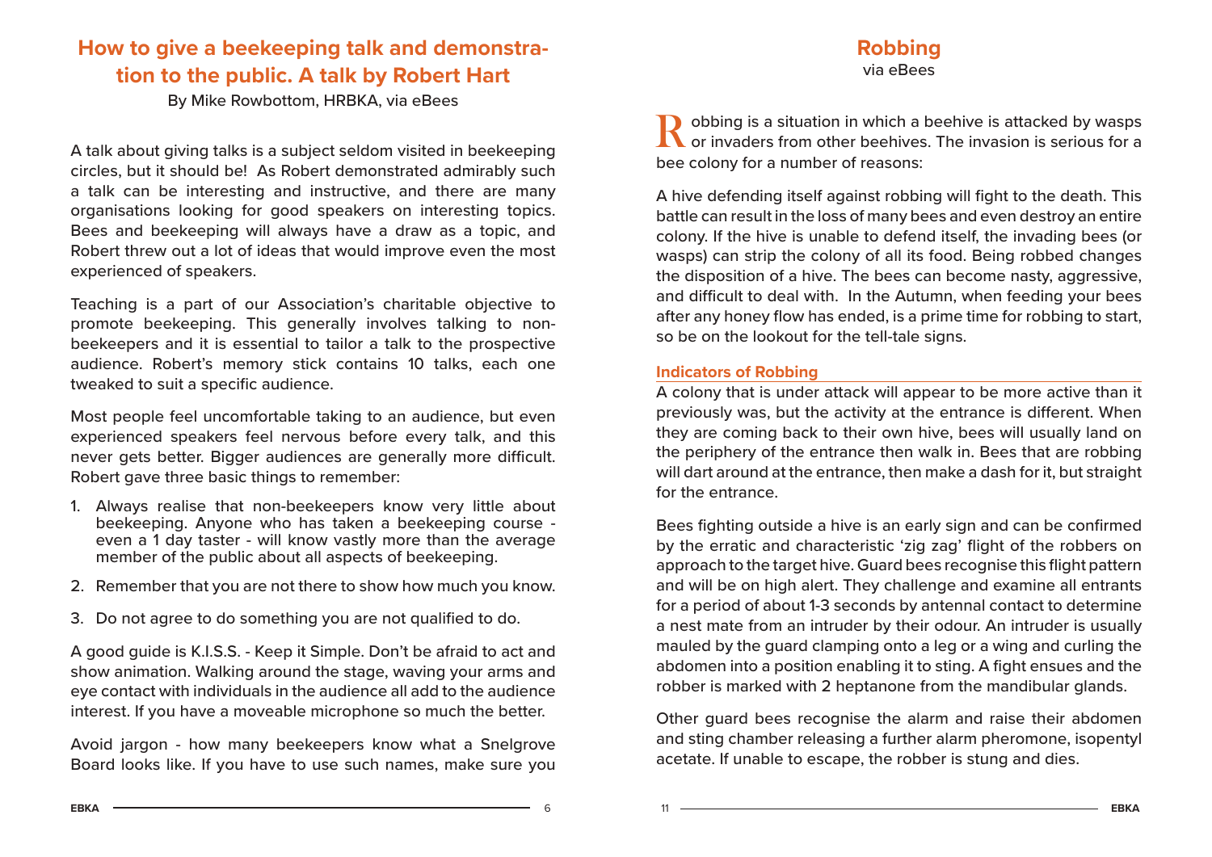## How to give a beekeeping talk and demonstration to the public. A talk by Robert Hart

By Mike Rowbottom, HRBKA, via eBees

A talk about giving talks is a subject seldom visited in beekeeping circles, but it should be! As Robert demonstrated admirably such a talk can be interesting and instructive, and there are many organisations looking for good speakers on interesting topics. Bees and beekeeping will always have a draw as a topic, and Robert threw out a lot of ideas that would improve even the most experienced of speakers.

Teaching is a part of our Association's charitable objective to promote beekeeping. This generally involves talking to non-beekeepers and it is essential to tailor a talk to the prospective audience. Robert's memory stick contains 10 talks, each one tweaked to suit a specific audience.

Most people feel uncomfortable taking to an audience, but even experienced speakers feel nervous before every talk, and this never gets better. Bigger audiences are generally more difficult. Robert gave three basic things to remember:

1. Always realise that non-beekeepers know very little about beekeeping. Anyone who has taken a beekeeping course - even a 1 day taster - will know vastly more than the average member of the public about all aspects of beekeeping.
2. Remember that you are not there to show how much you know.
3. Do not agree to do something you are not qualified to do.

A good guide is K.I.S.S. - Keep it Simple. Don't be afraid to act and show animation. Walking around the stage, waving your arms and eye contact with individuals in the audience all add to the audience interest. If you have a moveable microphone so much the better.

Avoid jargon - how many beekeepers know what a Snelgrove Board looks like. If you have to use such names, make sure you

## Robbing

via eBees

Robbing is a situation in which a beehive is attacked by wasps or invaders from other beehives. The invasion is serious for a bee colony for a number of reasons:

A hive defending itself against robbing will fight to the death. This battle can result in the loss of many bees and even destroy an entire colony. If the hive is unable to defend itself, the invading bees (or wasps) can strip the colony of all its food. Being robbed changes the disposition of a hive. The bees can become nasty, aggressive, and difficult to deal with. In the Autumn, when feeding your bees after any honey flow has ended, is a prime time for robbing to start, so be on the lookout for the tell-tale signs.

### Indicators of Robbing

A colony that is under attack will appear to be more active than it previously was, but the activity at the entrance is different. When they are coming back to their own hive, bees will usually land on the periphery of the entrance then walk in. Bees that are robbing will dart around at the entrance, then make a dash for it, but straight for the entrance.

Bees fighting outside a hive is an early sign and can be confirmed by the erratic and characteristic 'zig zag' flight of the robbers on approach to the target hive. Guard bees recognise this flight pattern and will be on high alert. They challenge and examine all entrants for a period of about 1-3 seconds by antennal contact to determine a nest mate from an intruder by their odour. An intruder is usually mauled by the guard clamping onto a leg or a wing and curling the abdomen into a position enabling it to sting. A fight ensues and the robber is marked with 2 heptanone from the mandibular glands.

Other guard bees recognise the alarm and raise their abdomen and sting chamber releasing a further alarm pheromone, isopentyl acetate. If unable to escape, the robber is stung and dies.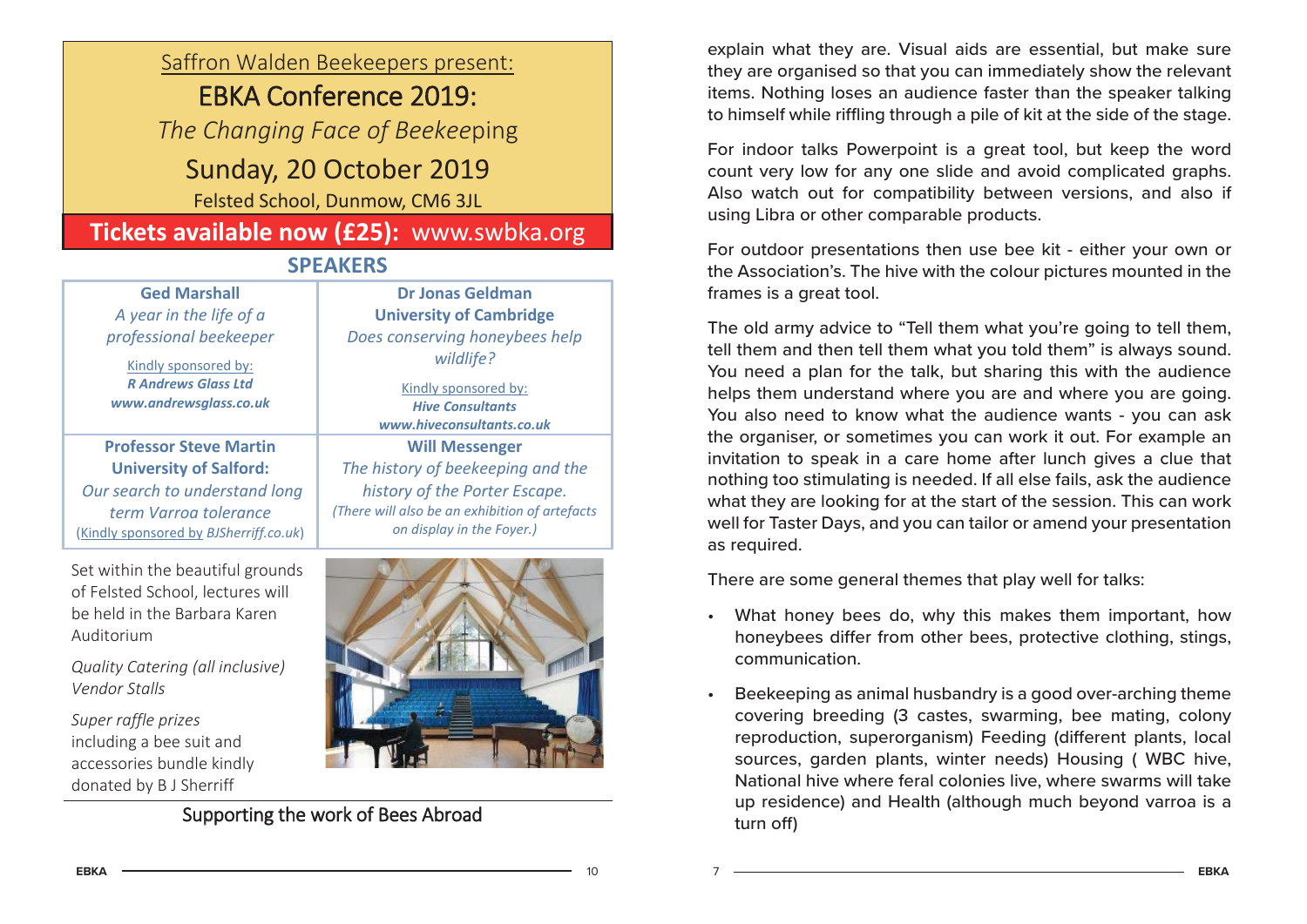Saffron Walden Beekeepers present:

# EBKA Conference 2019:

*The Changing Face of Beekeeping*

## Sunday, 20 October 2019

Felsted School, Dunmow, CM6 3JL

**Tickets available now (£25):** www.swbka.org

## SPEAKERS

| | |
|---|---|
| **Ged Marshall**<br>*A year in the life of a professional beekeeper*<br>Kindly sponsored by:<br>***R Andrews Glass Ltd***<br>***www.andrewsglass.co.uk*** | **Dr Jonas Geldman**<br>**University of Cambridge**<br>*Does conserving honeybees help wildlife?*<br>Kindly sponsored by:<br>***Hive Consultants***<br>***www.hiveconsultants.co.uk*** |
| **Professor Steve Martin**<br>**University of Salford:**<br>*Our search to understand long term Varroa tolerance*<br>(Kindly sponsored by *BJSherriff.co.uk*) | **Will Messenger**<br>*The history of beekeeping and the history of the Porter Escape.*<br>*(There will also be an exhibition of artefacts on display in the Foyer.)* |

Set within the beautiful grounds of Felsted School, lectures will be held in the Barbara Karen Auditorium

*Quality Catering (all inclusive)*
*Vendor Stalls*

*Super raffle prizes* including a bee suit and accessories bundle kindly donated by B J Sherriff

Supporting the work of Bees Abroad

explain what they are. Visual aids are essential, but make sure they are organised so that you can immediately show the relevant items. Nothing loses an audience faster than the speaker talking to himself while riffling through a pile of kit at the side of the stage.

For indoor talks Powerpoint is a great tool, but keep the word count very low for any one slide and avoid complicated graphs. Also watch out for compatibility between versions, and also if using Libra or other comparable products.

For outdoor presentations then use bee kit - either your own or the Association's. The hive with the colour pictures mounted in the frames is a great tool.

The old army advice to "Tell them what you're going to tell them, tell them and then tell them what you told them" is always sound. You need a plan for the talk, but sharing this with the audience helps them understand where you are and where you are going. You also need to know what the audience wants - you can ask the organiser, or sometimes you can work it out. For example an invitation to speak in a care home after lunch gives a clue that nothing too stimulating is needed. If all else fails, ask the audience what they are looking for at the start of the session. This can work well for Taster Days, and you can tailor or amend your presentation as required.

There are some general themes that play well for talks:

- What honey bees do, why this makes them important, how honeybees differ from other bees, protective clothing, stings, communication.
- Beekeeping as animal husbandry is a good over-arching theme covering breeding (3 castes, swarming, bee mating, colony reproduction, superorganism) Feeding (different plants, local sources, garden plants, winter needs) Housing ( WBC hive, National hive where feral colonies live, where swarms will take up residence) and Health (although much beyond varroa is a turn off)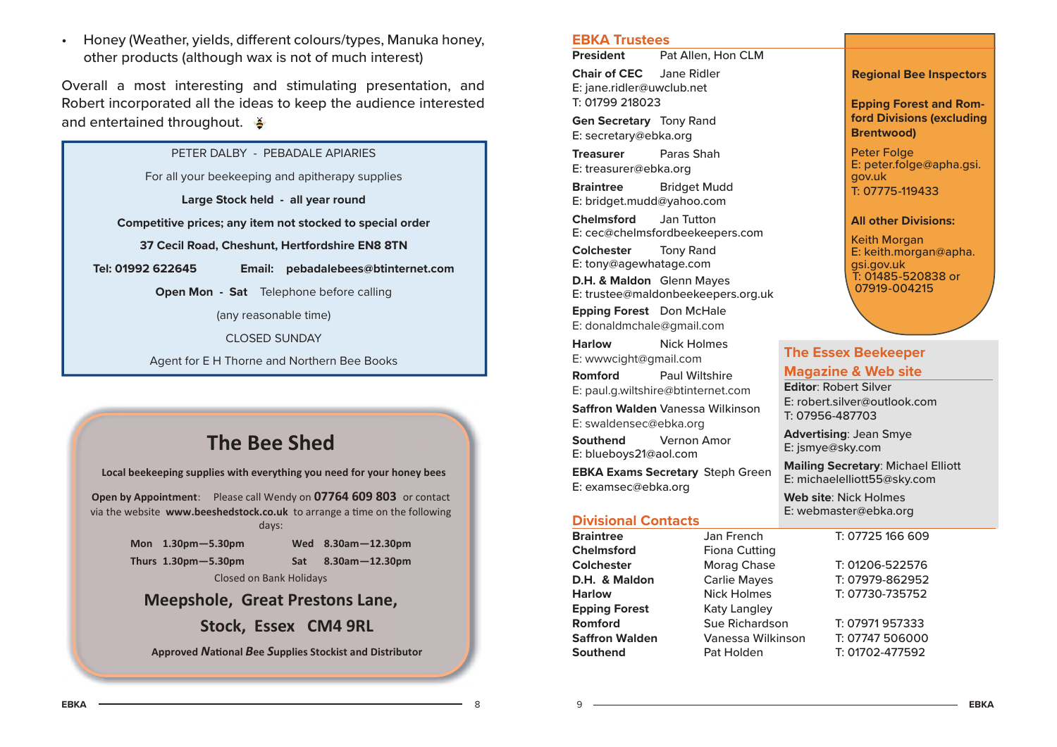- Honey (Weather, yields, different colours/types, Manuka honey, other products (although wax is not of much interest)

Overall a most interesting and stimulating presentation, and Robert incorporated all the ideas to keep the audience interested and entertained throughout.

---

PETER DALBY - PEBADALE APIARIES

For all your beekeeping and apitherapy supplies

**Large Stock held - all year round**

**Competitive prices; any item not stocked to special order**

**37 Cecil Road, Cheshunt, Hertfordshire EN8 8TN**

**Tel: 01992 622645** **Email: pebadalebees@btinternet.com**

**Open Mon - Sat** Telephone before calling

(any reasonable time)

CLOSED SUNDAY

Agent for E H Thorne and Northern Bee Books

---

## The Bee Shed

**Local beekeeping supplies with everything you need for your honey bees**

**Open by Appointment**: Please call Wendy on **07764 609 803** or contact via the website **www.beeshedstock.co.uk** to arrange a time on the following days:

| | | | |
|---|---|---|---|
| **Mon** | **1.30pm—5.30pm** | **Wed** | **8.30am—12.30pm** |
| **Thurs** | **1.30pm—5.30pm** | **Sat** | **8.30am—12.30pm** |

Closed on Bank Holidays

**Meepshole, Great Prestons Lane,**

**Stock, Essex CM4 9RL**

**Approved *N*ational *B*ee *S*upplies Stockist and Distributor**

---

## EBKA Trustees

**President** Pat Allen, Hon CLM

**Chair of CEC** Jane Ridler
E: jane.ridler@uwclub.net
T: 01799 218023

**Gen Secretary** Tony Rand
E: secretary@ebka.org

**Treasurer** Paras Shah
E: treasurer@ebka.org

**Braintree** Bridget Mudd
E: bridget.mudd@yahoo.com

**Chelmsford** Jan Tutton
E: cec@chelmsfordbeekeepers.com

**Colchester** Tony Rand
E: tony@agewhatage.com

**D.H. & Maldon** Glenn Mayes
E: trustee@maldonbeekeepers.org.uk

**Epping Forest** Don McHale
E: donaldmchale@gmail.com

**Harlow** Nick Holmes
E: wwwcight@gmail.com

**Romford** Paul Wiltshire
E: paul.g.wiltshire@btinternet.com

**Saffron Walden** Vanessa Wilkinson
E: swaldensec@ebka.org

**Southend** Vernon Amor
E: blueboys21@aol.com

**EBKA Exams Secretary** Steph Green
E: examsec@ebka.org

## Regional Bee Inspectors

**Epping Forest and Romford Divisions (excluding Brentwood)**

Peter Folge
E: peter.folge@apha.gsi.gov.uk
T: 07775-119433

**All other Divisions:**

Keith Morgan
E: keith.morgan@apha.gsi.gov.uk
T: 01485-520838 or 07919-004215

## The Essex Beekeeper Magazine & Web site

**Editor**: Robert Silver
E: robert.silver@outlook.com
T: 07956-487703

**Advertising**: Jean Smye
E: jsmye@sky.com

**Mailing Secretary**: Michael Elliott
E: michaelelliott55@sky.com

**Web site**: Nick Holmes
E: webmaster@ebka.org

## Divisional Contacts

| | | |
|---|---|---|
| **Braintree** | Jan French | T: 07725 166 609 |
| **Chelmsford** | Fiona Cutting | |
| **Colchester** | Morag Chase | T: 01206-522576 |
| **D.H. & Maldon** | Carlie Mayes | T: 07979-862952 |
| **Harlow** | Nick Holmes | T: 07730-735752 |
| **Epping Forest** | Katy Langley | |
| **Romford** | Sue Richardson | T: 07971 957333 |
| **Saffron Walden** | Vanessa Wilkinson | T: 07747 506000 |
| **Southend** | Pat Holden | T: 01702-477592 |